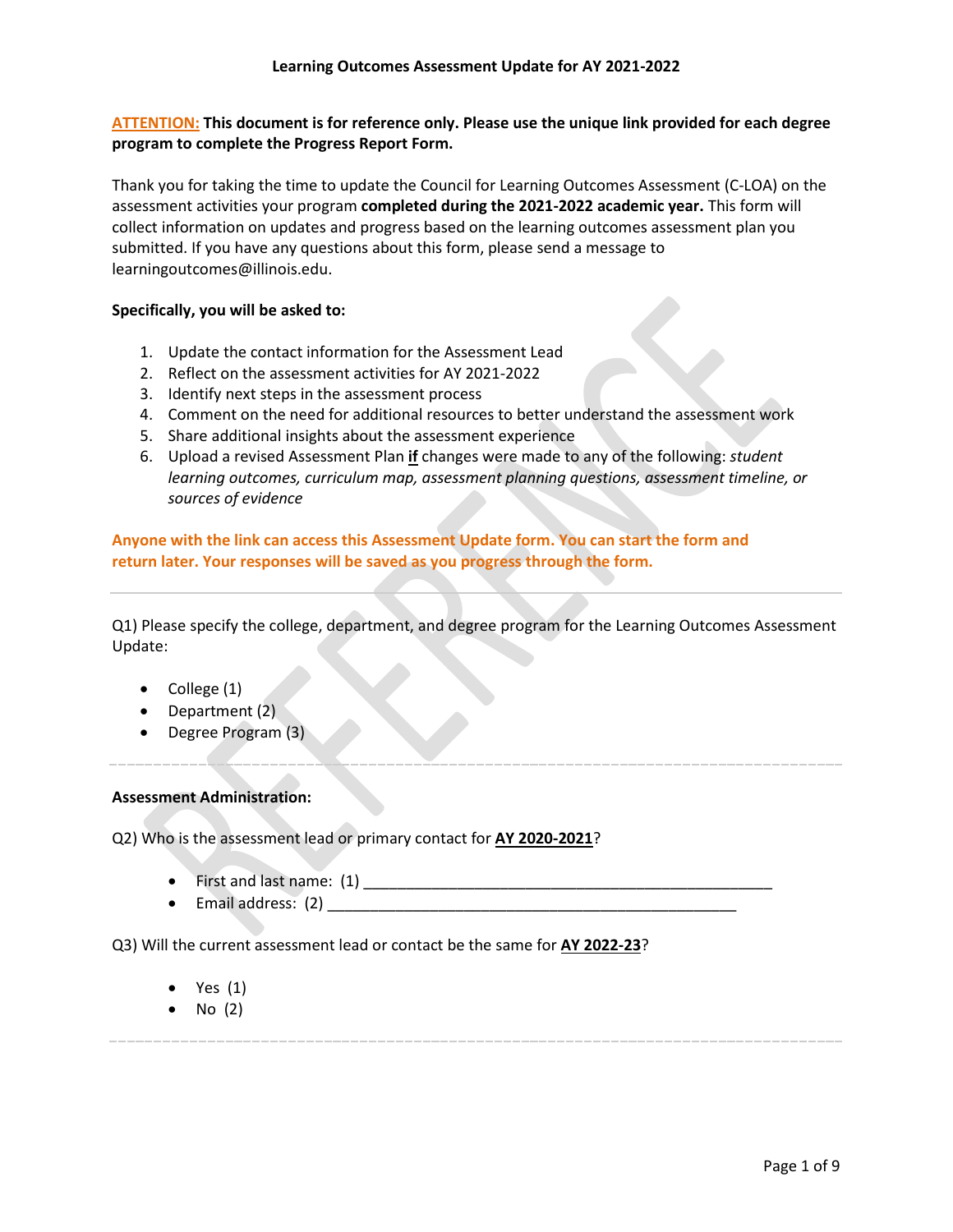# Learning Outcomes Assessment Update for AY 2021-2022

**ATTENTION: This document is for reference only. Please use the unique link provided for each degree program to complete the Progress Report Form.**

Thank you for taking the time to update the Council for Learning Outcomes Assessment (C-LOA) on the assessment activities your program **completed during the 2021-2022 academic year.** This form will collect information on updates and progress based on the learning outcomes assessment plan you submitted. If you have any questions about this form, please send a message to learningoutcomes@illinois.edu.

**Specifically, you will be asked to:**

1. Update the contact information for the Assessment Lead
2. Reflect on the assessment activities for AY 2021-2022
3. Identify next steps in the assessment process
4. Comment on the need for additional resources to better understand the assessment work
5. Share additional insights about the assessment experience
6. Upload a revised Assessment Plan **if** changes were made to any of the following: *student learning outcomes, curriculum map, assessment planning questions, assessment timeline, or sources of evidence*

**Anyone with the link can access this Assessment Update form. You can start the form and return later. Your responses will be saved as you progress through the form.**

---

Q1) Please specify the college, department, and degree program for the Learning Outcomes Assessment Update:

- College (1)
- Department (2)
- Degree Program (3)

---

**Assessment Administration:**

Q2) Who is the assessment lead or primary contact for **AY 2020-2021**?

- First and last name: (1) __________________________________________________
- Email address: (2) __________________________________________________

Q3) Will the current assessment lead or contact be the same for **AY 2022-23**?

- Yes (1)
- No (2)

---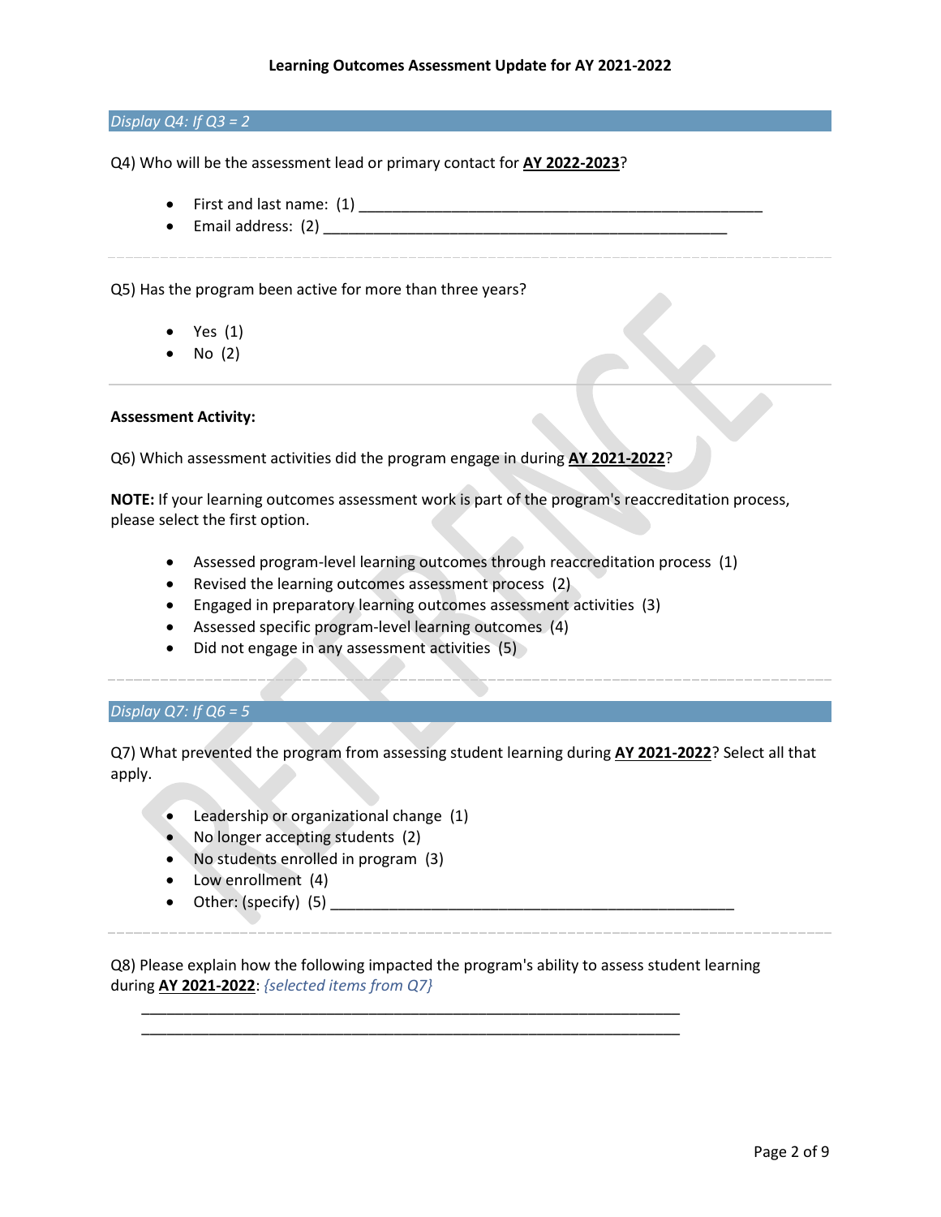*Display Q4: If Q3 = 2*

Q4) Who will be the assessment lead or primary contact for **AY 2022-2023**?

- First and last name: (1) ________________________________________________
- Email address: (2) ________________________________________________

---

Q5) Has the program been active for more than three years?

- Yes (1)
- No (2)

---

**Assessment Activity:**

Q6) Which assessment activities did the program engage in during **AY 2021-2022**?

**NOTE:** If your learning outcomes assessment work is part of the program's reaccreditation process, please select the first option.

- Assessed program-level learning outcomes through reaccreditation process (1)
- Revised the learning outcomes assessment process (2)
- Engaged in preparatory learning outcomes assessment activities (3)
- Assessed specific program-level learning outcomes (4)
- Did not engage in any assessment activities (5)

---

*Display Q7: If Q6 = 5*

Q7) What prevented the program from assessing student learning during **AY 2021-2022**? Select all that apply.

- Leadership or organizational change (1)
- No longer accepting students (2)
- No students enrolled in program (3)
- Low enrollment (4)
- Other: (specify) (5) ________________________________________________

---

Q8) Please explain how the following impacted the program's ability to assess student learning during **AY 2021-2022**: *{selected items from Q7}*

________________________________________________________________

________________________________________________________________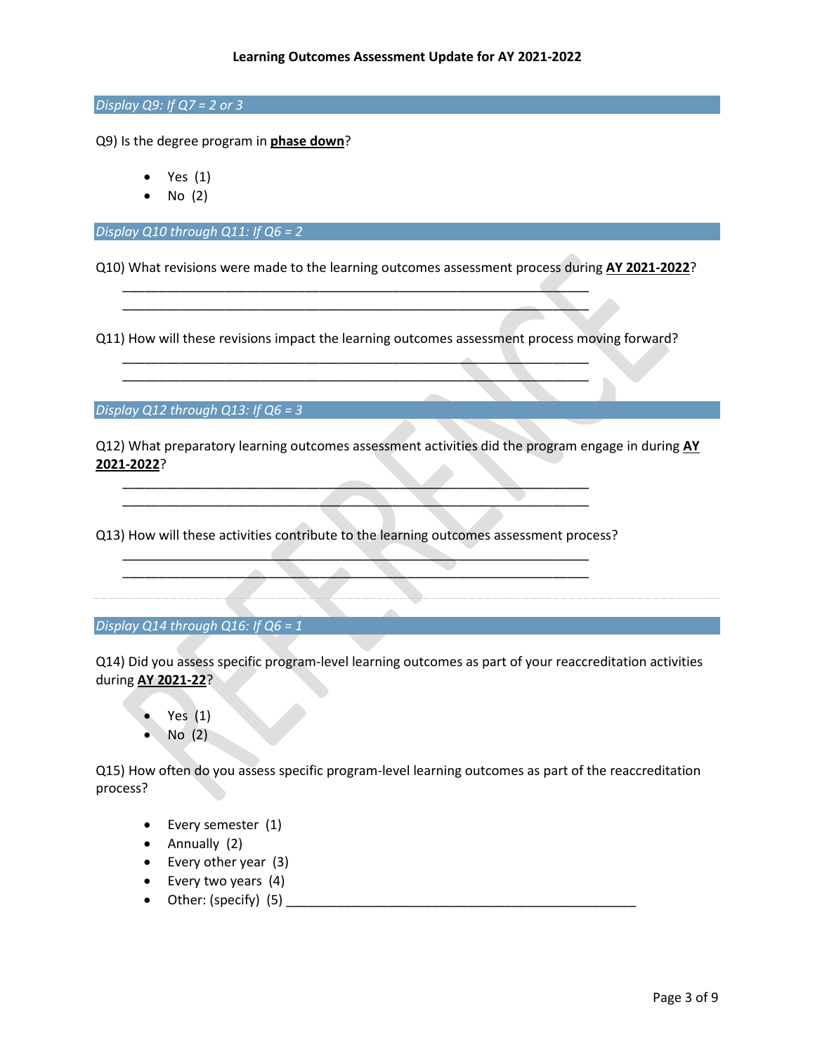*Display Q9: If Q7 = 2 or 3*

Q9) Is the degree program in **phase down**?

- Yes (1)
- No (2)

*Display Q10 through Q11: If Q6 = 2*

Q10) What revisions were made to the learning outcomes assessment process during **AY 2021-2022**?

________________________________________________________________
________________________________________________________________

Q11) How will these revisions impact the learning outcomes assessment process moving forward?

________________________________________________________________
________________________________________________________________

*Display Q12 through Q13: If Q6 = 3*

Q12) What preparatory learning outcomes assessment activities did the program engage in during **AY 2021-2022**?

________________________________________________________________
________________________________________________________________

Q13) How will these activities contribute to the learning outcomes assessment process?

________________________________________________________________
________________________________________________________________

*Display Q14 through Q16: If Q6 = 1*

Q14) Did you assess specific program-level learning outcomes as part of your reaccreditation activities during **AY 2021-22**?

- Yes (1)
- No (2)

Q15) How often do you assess specific program-level learning outcomes as part of the reaccreditation process?

- Every semester (1)
- Annually (2)
- Every other year (3)
- Every two years (4)
- Other: (specify) (5) ________________________________________________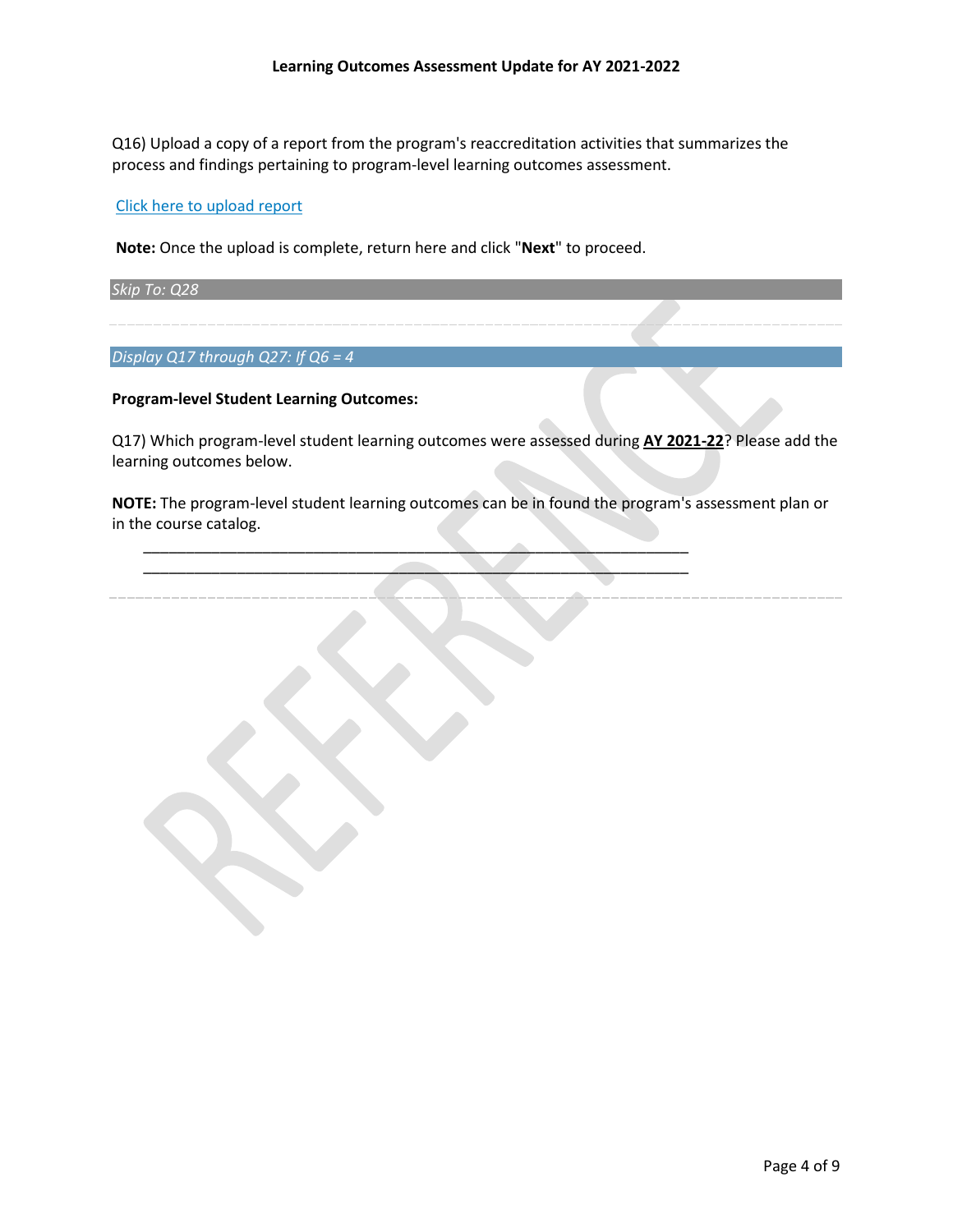Q16) Upload a copy of a report from the program's reaccreditation activities that summarizes the process and findings pertaining to program-level learning outcomes assessment.

Click here to upload report

**Note:** Once the upload is complete, return here and click "**Next**" to proceed.

*Skip To: Q28*

---

*Display Q17 through Q27: If Q6 = 4*

**Program-level Student Learning Outcomes:**

Q17) Which program-level student learning outcomes were assessed during **AY 2021-22**? Please add the learning outcomes below.

**NOTE:** The program-level student learning outcomes can be in found the program's assessment plan or in the course catalog.

________________________________________________________________

________________________________________________________________

---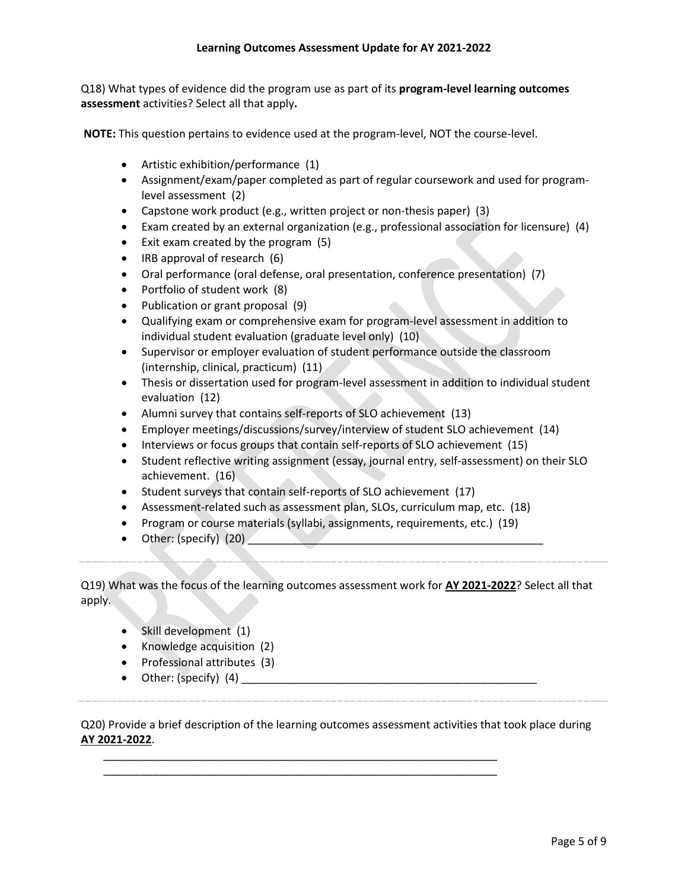Q18) What types of evidence did the program use as part of its **program-level learning outcomes assessment** activities? Select all that apply**.**

**NOTE:** This question pertains to evidence used at the program-level, NOT the course-level.

- Artistic exhibition/performance (1)
- Assignment/exam/paper completed as part of regular coursework and used for program-level assessment (2)
- Capstone work product (e.g., written project or non-thesis paper) (3)
- Exam created by an external organization (e.g., professional association for licensure) (4)
- Exit exam created by the program (5)
- IRB approval of research (6)
- Oral performance (oral defense, oral presentation, conference presentation) (7)
- Portfolio of student work (8)
- Publication or grant proposal (9)
- Qualifying exam or comprehensive exam for program-level assessment in addition to individual student evaluation (graduate level only) (10)
- Supervisor or employer evaluation of student performance outside the classroom (internship, clinical, practicum) (11)
- Thesis or dissertation used for program-level assessment in addition to individual student evaluation (12)
- Alumni survey that contains self-reports of SLO achievement (13)
- Employer meetings/discussions/survey/interview of student SLO achievement (14)
- Interviews or focus groups that contain self-reports of SLO achievement (15)
- Student reflective writing assignment (essay, journal entry, self-assessment) on their SLO achievement. (16)
- Student surveys that contain self-reports of SLO achievement (17)
- Assessment-related such as assessment plan, SLOs, curriculum map, etc. (18)
- Program or course materials (syllabi, assignments, requirements, etc.) (19)
- Other: (specify) (20) ________________________________________________

Q19) What was the focus of the learning outcomes assessment work for **AY 2021-2022**? Select all that apply.

- Skill development (1)
- Knowledge acquisition (2)
- Professional attributes (3)
- Other: (specify) (4) ________________________________________________

Q20) Provide a brief description of the learning outcomes assessment activities that took place during **AY 2021-2022**.

________________________________________________________________

________________________________________________________________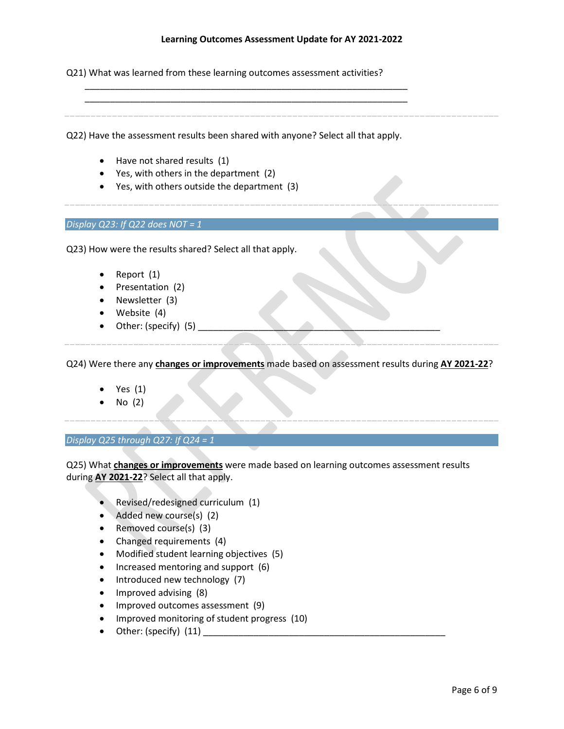Q21) What was learned from these learning outcomes assessment activities?

________________________________________________________________

________________________________________________________________

---

Q22) Have the assessment results been shared with anyone? Select all that apply.

- Have not shared results (1)
- Yes, with others in the department (2)
- Yes, with others outside the department (3)

---

*Display Q23: If Q22 does NOT = 1*

Q23) How were the results shared? Select all that apply.

- Report (1)
- Presentation (2)
- Newsletter (3)
- Website (4)
- Other: (specify) (5) ________________________________________________

---

Q24) Were there any **changes or improvements** made based on assessment results during **AY 2021-22**?

- Yes (1)
- No (2)

---

*Display Q25 through Q27: If Q24 = 1*

Q25) What **changes or improvements** were made based on learning outcomes assessment results during **AY 2021-22**? Select all that apply.

- Revised/redesigned curriculum (1)
- Added new course(s) (2)
- Removed course(s) (3)
- Changed requirements (4)
- Modified student learning objectives (5)
- Increased mentoring and support (6)
- Introduced new technology (7)
- Improved advising (8)
- Improved outcomes assessment (9)
- Improved monitoring of student progress (10)
- Other: (specify) (11) ________________________________________________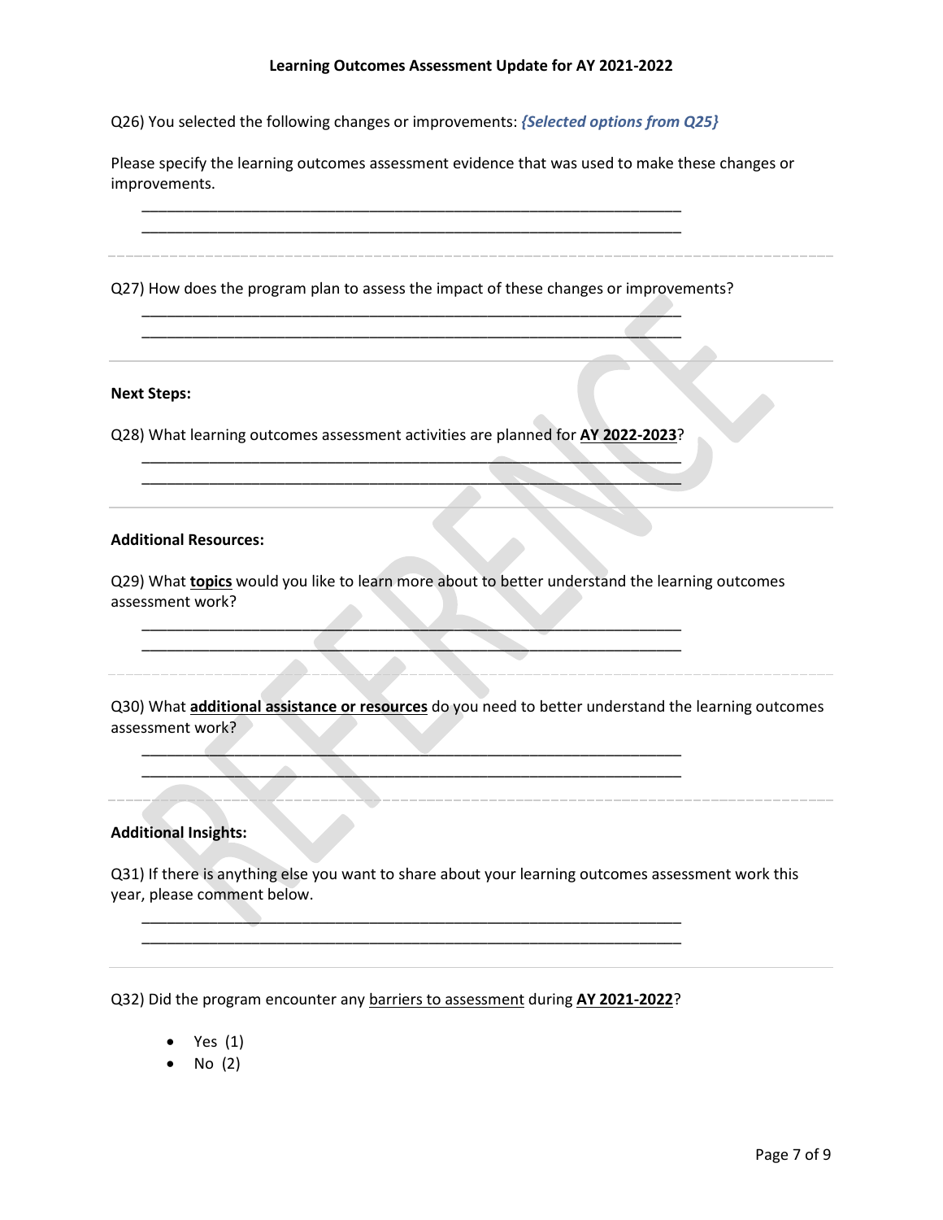Q26) You selected the following changes or improvements: ***{Selected options from Q25}***

Please specify the learning outcomes assessment evidence that was used to make these changes or improvements.

________________________________________________________________
________________________________________________________________

---

Q27) How does the program plan to assess the impact of these changes or improvements?

________________________________________________________________
________________________________________________________________

---

**Next Steps:**

Q28) What learning outcomes assessment activities are planned for **AY 2022-2023**?

________________________________________________________________
________________________________________________________________

---

**Additional Resources:**

Q29) What **topics** would you like to learn more about to better understand the learning outcomes assessment work?

________________________________________________________________
________________________________________________________________

---

Q30) What **additional assistance or resources** do you need to better understand the learning outcomes assessment work?

________________________________________________________________
________________________________________________________________

---

**Additional Insights:**

Q31) If there is anything else you want to share about your learning outcomes assessment work this year, please comment below.

________________________________________________________________
________________________________________________________________

---

Q32) Did the program encounter any barriers to assessment during **AY 2021-2022**?

- Yes (1)
- No (2)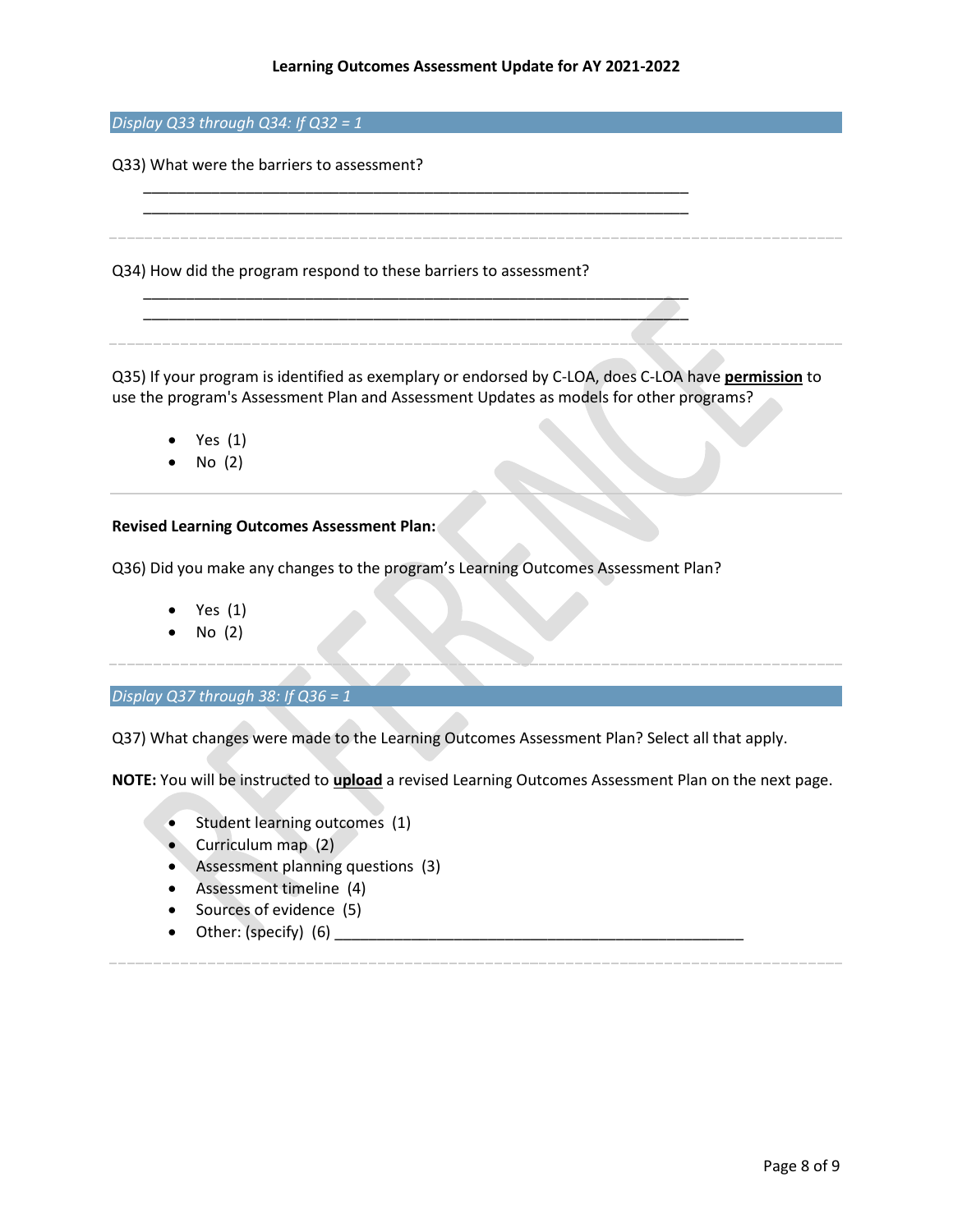# Learning Outcomes Assessment Update for AY 2021-2022

*Display Q33 through Q34: If Q32 = 1*

Q33) What were the barriers to assessment?

________________________________________________________________
________________________________________________________________

Q34) How did the program respond to these barriers to assessment?

________________________________________________________________
________________________________________________________________

Q35) If your program is identified as exemplary or endorsed by C-LOA, does C-LOA have **permission** to use the program's Assessment Plan and Assessment Updates as models for other programs?

- Yes (1)
- No (2)

---

**Revised Learning Outcomes Assessment Plan:**

Q36) Did you make any changes to the program's Learning Outcomes Assessment Plan?

- Yes (1)
- No (2)

*Display Q37 through 38: If Q36 = 1*

Q37) What changes were made to the Learning Outcomes Assessment Plan? Select all that apply.

**NOTE:** You will be instructed to **upload** a revised Learning Outcomes Assessment Plan on the next page.

- Student learning outcomes (1)
- Curriculum map (2)
- Assessment planning questions (3)
- Assessment timeline (4)
- Sources of evidence (5)
- Other: (specify) (6) ________________________________________________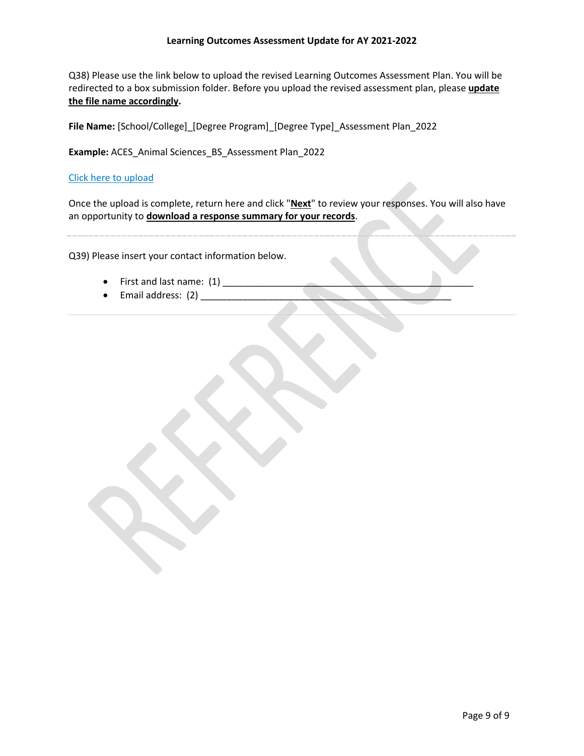Q38) Please use the link below to upload the revised Learning Outcomes Assessment Plan. You will be redirected to a box submission folder. Before you upload the revised assessment plan, please **update the file name accordingly**.

**File Name:** [School/College]_[Degree Program]_[Degree Type]_Assessment Plan_2022

**Example:** ACES_Animal Sciences_BS_Assessment Plan_2022

Click here to upload

Once the upload is complete, return here and click "**Next**" to review your responses. You will also have an opportunity to **download a response summary for your records**.

---

Q39) Please insert your contact information below.

- First and last name: (1) ________________________________________________
- Email address: (2) ________________________________________________

---